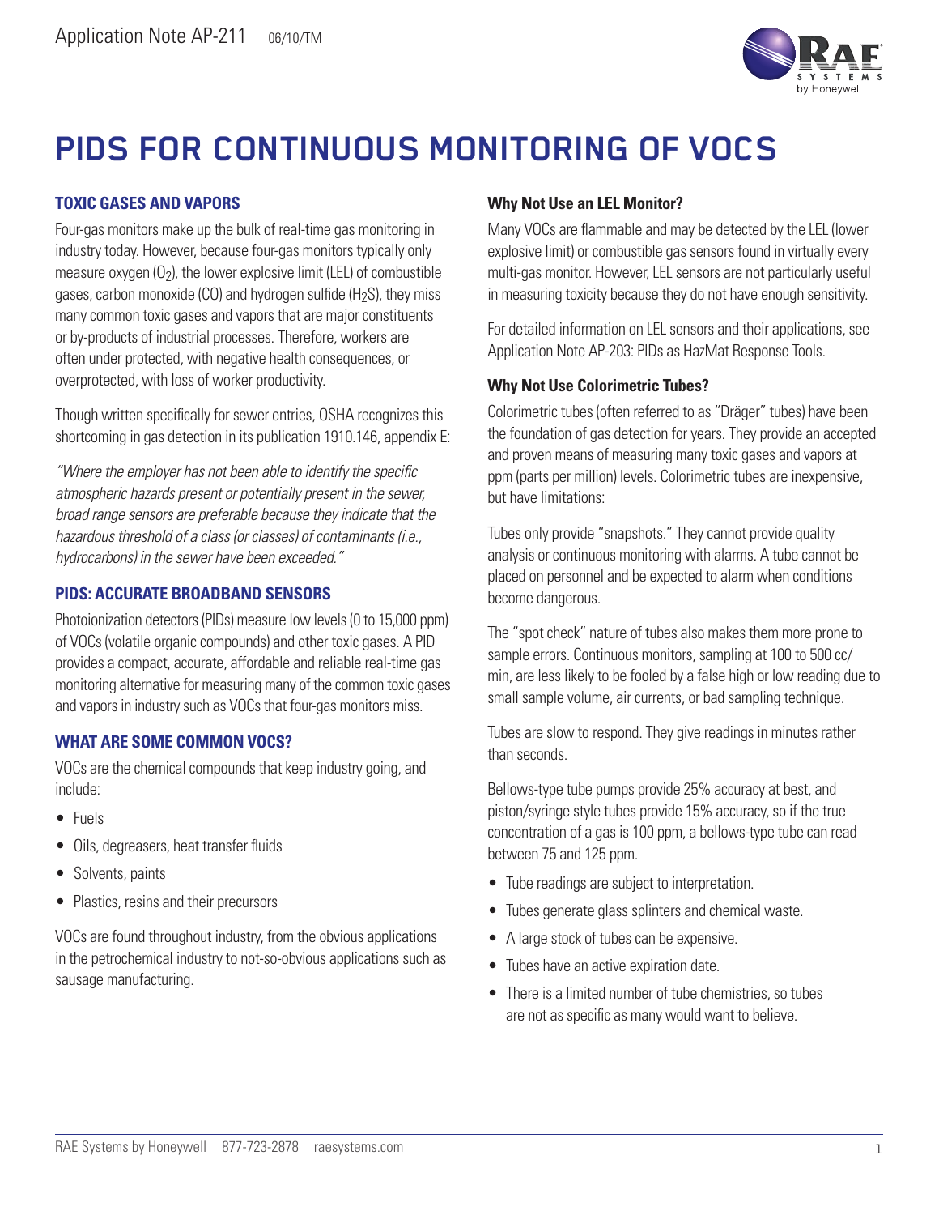Application Note AP-211 06/10/TM

# PIDS FOR CONTINUOUS MONITORING OF VOCS

## TOXIC GASES AND VAPORS

Four-gas monitors make up the bulk of real-time gas monitoring in industry today. However, because four-gas monitors typically only measure oxygen ($O_2$), the lower explosive limit (LEL) of combustible gases, carbon monoxide (CO) and hydrogen sulfide ($H_2S$), they miss many common toxic gases and vapors that are major constituents or by-products of industrial processes. Therefore, workers are often under protected, with negative health consequences, or overprotected, with loss of worker productivity.

Though written specifically for sewer entries, OSHA recognizes this shortcoming in gas detection in its publication 1910.146, appendix E:

*"Where the employer has not been able to identify the specific atmospheric hazards present or potentially present in the sewer, broad range sensors are preferable because they indicate that the hazardous threshold of a class (or classes) of contaminants (i.e., hydrocarbons) in the sewer have been exceeded."*

## PIDS: ACCURATE BROADBAND SENSORS

Photoionization detectors (PIDs) measure low levels (0 to 15,000 ppm) of VOCs (volatile organic compounds) and other toxic gases. A PID provides a compact, accurate, affordable and reliable real-time gas monitoring alternative for measuring many of the common toxic gases and vapors in industry such as VOCs that four-gas monitors miss.

## WHAT ARE SOME COMMON VOCS?

VOCs are the chemical compounds that keep industry going, and include:

- Fuels
- Oils, degreasers, heat transfer fluids
- Solvents, paints
- Plastics, resins and their precursors

VOCs are found throughout industry, from the obvious applications in the petrochemical industry to not-so-obvious applications such as sausage manufacturing.

### Why Not Use an LEL Monitor?

Many VOCs are flammable and may be detected by the LEL (lower explosive limit) or combustible gas sensors found in virtually every multi-gas monitor. However, LEL sensors are not particularly useful in measuring toxicity because they do not have enough sensitivity.

For detailed information on LEL sensors and their applications, see Application Note AP-203: PIDs as HazMat Response Tools.

### Why Not Use Colorimetric Tubes?

Colorimetric tubes (often referred to as "Dräger" tubes) have been the foundation of gas detection for years. They provide an accepted and proven means of measuring many toxic gases and vapors at ppm (parts per million) levels. Colorimetric tubes are inexpensive, but have limitations:

Tubes only provide "snapshots." They cannot provide quality analysis or continuous monitoring with alarms. A tube cannot be placed on personnel and be expected to alarm when conditions become dangerous.

The "spot check" nature of tubes also makes them more prone to sample errors. Continuous monitors, sampling at 100 to 500 cc/min, are less likely to be fooled by a false high or low reading due to small sample volume, air currents, or bad sampling technique.

Tubes are slow to respond. They give readings in minutes rather than seconds.

Bellows-type tube pumps provide 25% accuracy at best, and piston/syringe style tubes provide 15% accuracy, so if the true concentration of a gas is 100 ppm, a bellows-type tube can read between 75 and 125 ppm.

- Tube readings are subject to interpretation.
- Tubes generate glass splinters and chemical waste.
- A large stock of tubes can be expensive.
- Tubes have an active expiration date.
- There is a limited number of tube chemistries, so tubes are not as specific as many would want to believe.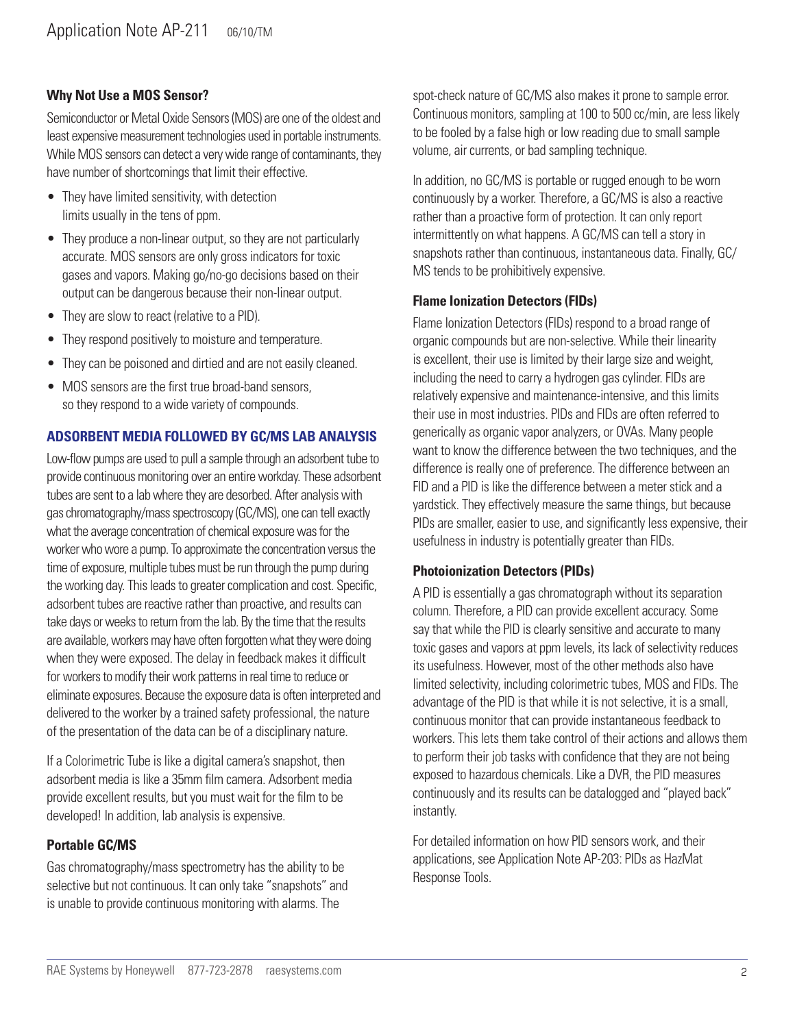### Why Not Use a MOS Sensor?

Semiconductor or Metal Oxide Sensors (MOS) are one of the oldest and least expensive measurement technologies used in portable instruments. While MOS sensors can detect a very wide range of contaminants, they have number of shortcomings that limit their effective.

- They have limited sensitivity, with detection limits usually in the tens of ppm.
- They produce a non-linear output, so they are not particularly accurate. MOS sensors are only gross indicators for toxic gases and vapors. Making go/no-go decisions based on their output can be dangerous because their non-linear output.
- They are slow to react (relative to a PID).
- They respond positively to moisture and temperature.
- They can be poisoned and dirtied and are not easily cleaned.
- MOS sensors are the first true broad-band sensors, so they respond to a wide variety of compounds.

## ADSORBENT MEDIA FOLLOWED BY GC/MS LAB ANALYSIS

Low-flow pumps are used to pull a sample through an adsorbent tube to provide continuous monitoring over an entire workday. These adsorbent tubes are sent to a lab where they are desorbed. After analysis with gas chromatography/mass spectroscopy (GC/MS), one can tell exactly what the average concentration of chemical exposure was for the worker who wore a pump. To approximate the concentration versus the time of exposure, multiple tubes must be run through the pump during the working day. This leads to greater complication and cost. Specific, adsorbent tubes are reactive rather than proactive, and results can take days or weeks to return from the lab. By the time that the results are available, workers may have often forgotten what they were doing when they were exposed. The delay in feedback makes it difficult for workers to modify their work patterns in real time to reduce or eliminate exposures. Because the exposure data is often interpreted and delivered to the worker by a trained safety professional, the nature of the presentation of the data can be of a disciplinary nature.

If a Colorimetric Tube is like a digital camera's snapshot, then adsorbent media is like a 35mm film camera. Adsorbent media provide excellent results, but you must wait for the film to be developed! In addition, lab analysis is expensive.

### Portable GC/MS

Gas chromatography/mass spectrometry has the ability to be selective but not continuous. It can only take "snapshots" and is unable to provide continuous monitoring with alarms. The spot-check nature of GC/MS also makes it prone to sample error. Continuous monitors, sampling at 100 to 500 cc/min, are less likely to be fooled by a false high or low reading due to small sample volume, air currents, or bad sampling technique.

In addition, no GC/MS is portable or rugged enough to be worn continuously by a worker. Therefore, a GC/MS is also a reactive rather than a proactive form of protection. It can only report intermittently on what happens. A GC/MS can tell a story in snapshots rather than continuous, instantaneous data. Finally, GC/MS tends to be prohibitively expensive.

### Flame Ionization Detectors (FIDs)

Flame Ionization Detectors (FIDs) respond to a broad range of organic compounds but are non-selective. While their linearity is excellent, their use is limited by their large size and weight, including the need to carry a hydrogen gas cylinder. FIDs are relatively expensive and maintenance-intensive, and this limits their use in most industries. PIDs and FIDs are often referred to generically as organic vapor analyzers, or OVAs. Many people want to know the difference between the two techniques, and the difference is really one of preference. The difference between an FID and a PID is like the difference between a meter stick and a yardstick. They effectively measure the same things, but because PIDs are smaller, easier to use, and significantly less expensive, their usefulness in industry is potentially greater than FIDs.

### Photoionization Detectors (PIDs)

A PID is essentially a gas chromatograph without its separation column. Therefore, a PID can provide excellent accuracy. Some say that while the PID is clearly sensitive and accurate to many toxic gases and vapors at ppm levels, its lack of selectivity reduces its usefulness. However, most of the other methods also have limited selectivity, including colorimetric tubes, MOS and FIDs. The advantage of the PID is that while it is not selective, it is a small, continuous monitor that can provide instantaneous feedback to workers. This lets them take control of their actions and allows them to perform their job tasks with confidence that they are not being exposed to hazardous chemicals. Like a DVR, the PID measures continuously and its results can be datalogged and "played back" instantly.

For detailed information on how PID sensors work, and their applications, see Application Note AP-203: PIDs as HazMat Response Tools.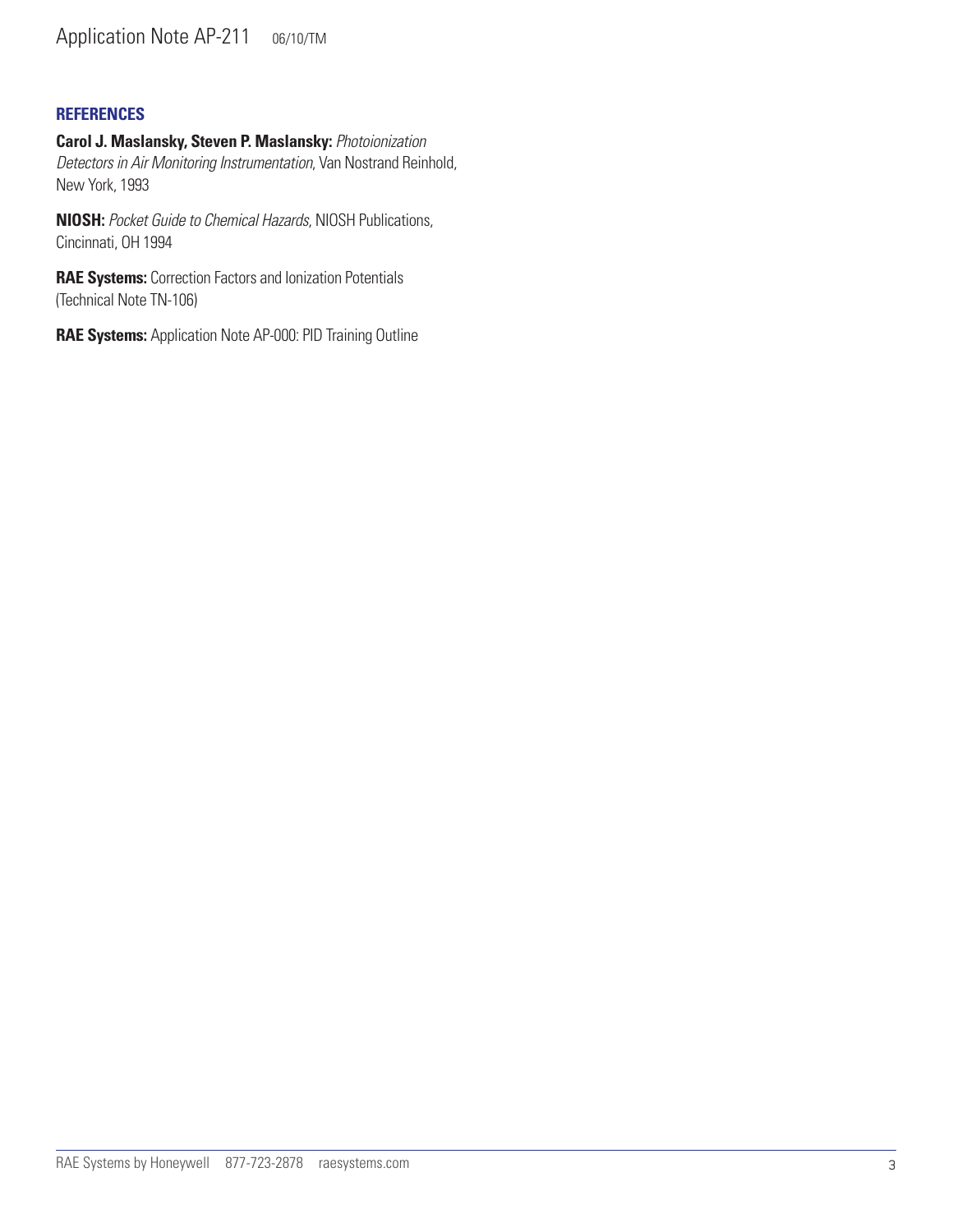## REFERENCES

**Carol J. Maslansky, Steven P. Maslansky:** *Photoionization Detectors in Air Monitoring Instrumentation*, Van Nostrand Reinhold, New York, 1993

**NIOSH:** *Pocket Guide to Chemical Hazards*, NIOSH Publications, Cincinnati, OH 1994

**RAE Systems:** Correction Factors and Ionization Potentials (Technical Note TN-106)

**RAE Systems:** Application Note AP-000: PID Training Outline